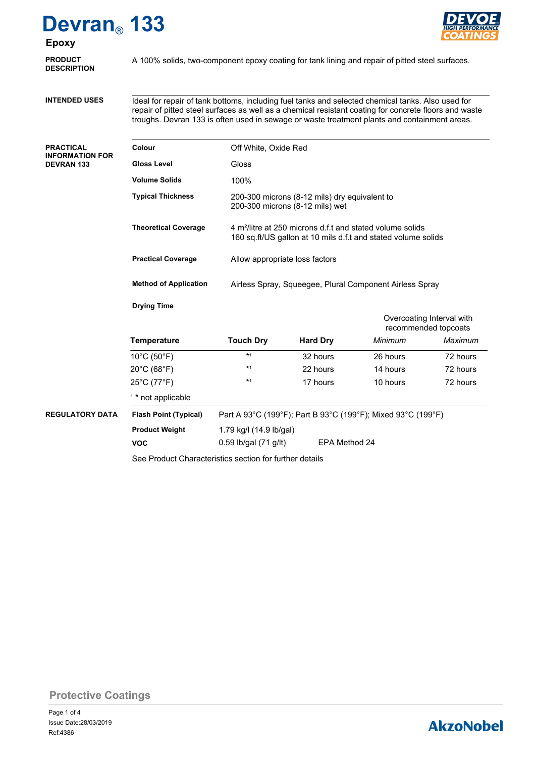# Devran® 133

## Epoxy

**PRODUCT DESCRIPTION**

A 100% solids, two-component epoxy coating for tank lining and repair of pitted steel surfaces.

**INTENDED USES**

Ideal for repair of tank bottoms, including fuel tanks and selected chemical tanks. Also used for repair of pitted steel surfaces as well as a chemical resistant coating for concrete floors and waste troughs. Devran 133 is often used in sewage or waste treatment plants and containment areas.

**PRACTICAL INFORMATION FOR DEVRAN 133**

| | |
|---|---|
| **Colour** | Off White, Oxide Red |
| **Gloss Level** | Gloss |
| **Volume Solids** | 100% |
| **Typical Thickness** | 200-300 microns (8-12 mils) dry equivalent to 200-300 microns (8-12 mils) wet |
| **Theoretical Coverage** | 4 m²/litre at 250 microns d.f.t and stated volume solids<br>160 sq.ft/US gallon at 10 mils d.f.t and stated volume solids |
| **Practical Coverage** | Allow appropriate loss factors |
| **Method of Application** | Airless Spray, Squeegee, Plural Component Airless Spray |

**Drying Time**

| Temperature | Touch Dry | Hard Dry | Overcoating Interval with recommended topcoats: *Minimum* | Overcoating Interval with recommended topcoats: *Maximum* |
|---|---|---|---|---|
| 10°C (50°F) | *[1] | 32 hours | 26 hours | 72 hours |
| 20°C (68°F) | *[1] | 22 hours | 14 hours | 72 hours |
| 25°C (77°F) | *[1] | 17 hours | 10 hours | 72 hours |

[1] * not applicable

**REGULATORY DATA**

| | | |
|---|---|---|
| **Flash Point (Typical)** | Part A 93°C (199°F); Part B 93°C (199°F); Mixed 93°C (199°F) | |
| **Product Weight** | 1.79 kg/l (14.9 lb/gal) | |
| **VOC** | 0.59 lb/gal (71 g/lt) | EPA Method 24 |

See Product Characteristics section for further details

Protective Coatings

Issue Date:28/03/2019
Ref:4386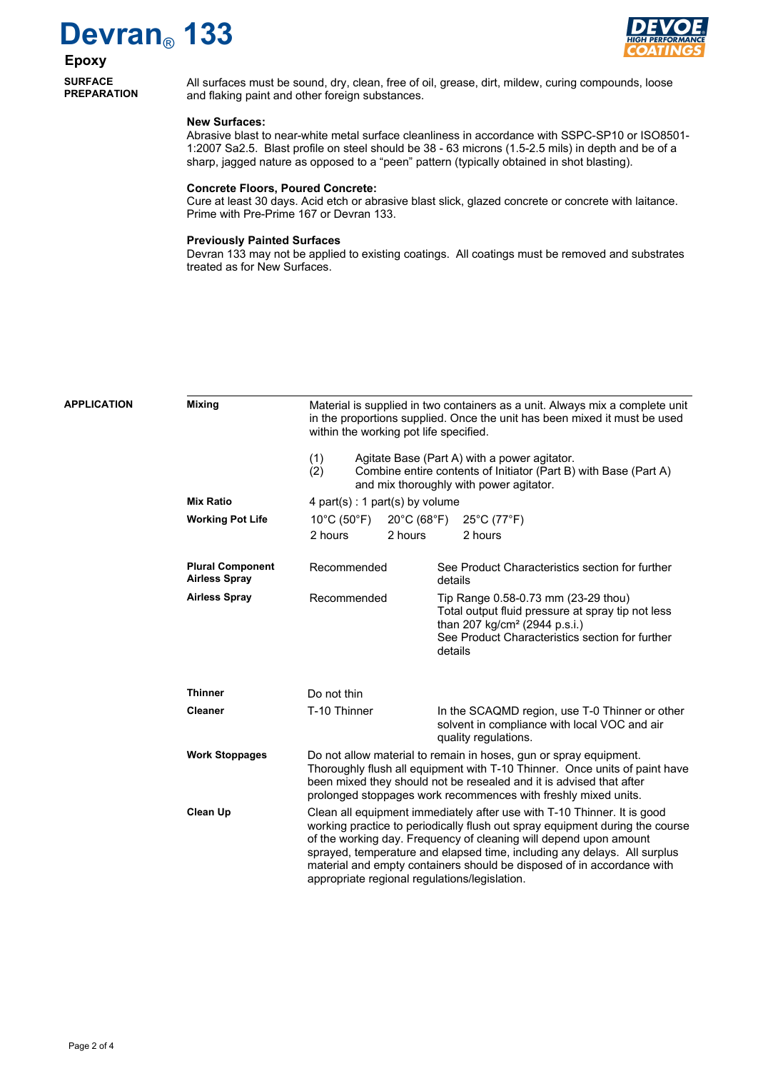# Devran® 133

## Epoxy

### SURFACE PREPARATION

All surfaces must be sound, dry, clean, free of oil, grease, dirt, mildew, curing compounds, loose and flaking paint and other foreign substances.

**New Surfaces:**
Abrasive blast to near-white metal surface cleanliness in accordance with SSPC-SP10 or ISO8501-1:2007 Sa2.5. Blast profile on steel should be 38 - 63 microns (1.5-2.5 mils) in depth and be of a sharp, jagged nature as opposed to a "peen" pattern (typically obtained in shot blasting).

**Concrete Floors, Poured Concrete:**
Cure at least 30 days. Acid etch or abrasive blast slick, glazed concrete or concrete with laitance. Prime with Pre-Prime 167 or Devran 133.

**Previously Painted Surfaces**
Devran 133 may not be applied to existing coatings. All coatings must be removed and substrates treated as for New Surfaces.

### APPLICATION

**Mixing**

Material is supplied in two containers as a unit. Always mix a complete unit in the proportions supplied. Once the unit has been mixed it must be used within the working pot life specified.

(1) Agitate Base (Part A) with a power agitator.
(2) Combine entire contents of Initiator (Part B) with Base (Part A) and mix thoroughly with power agitator.

**Mix Ratio**

4 part(s) : 1 part(s) by volume

**Working Pot Life**

| 10°C (50°F) | 20°C (68°F) | 25°C (77°F) |
|---|---|---|
| 2 hours | 2 hours | 2 hours |

**Plural Component Airless Spray**

Recommended — See Product Characteristics section for further details

**Airless Spray**

Recommended — Tip Range 0.58-0.73 mm (23-29 thou)
Total output fluid pressure at spray tip not less than 207 kg/cm² (2944 p.s.i.)
See Product Characteristics section for further details

**Thinner**

Do not thin

**Cleaner**

T-10 Thinner — In the SCAQMD region, use T-0 Thinner or other solvent in compliance with local VOC and air quality regulations.

**Work Stoppages**

Do not allow material to remain in hoses, gun or spray equipment. Thoroughly flush all equipment with T-10 Thinner. Once units of paint have been mixed they should not be resealed and it is advised that after prolonged stoppages work recommences with freshly mixed units.

**Clean Up**

Clean all equipment immediately after use with T-10 Thinner. It is good working practice to periodically flush out spray equipment during the course of the working day. Frequency of cleaning will depend upon amount sprayed, temperature and elapsed time, including any delays. All surplus material and empty containers should be disposed of in accordance with appropriate regional regulations/legislation.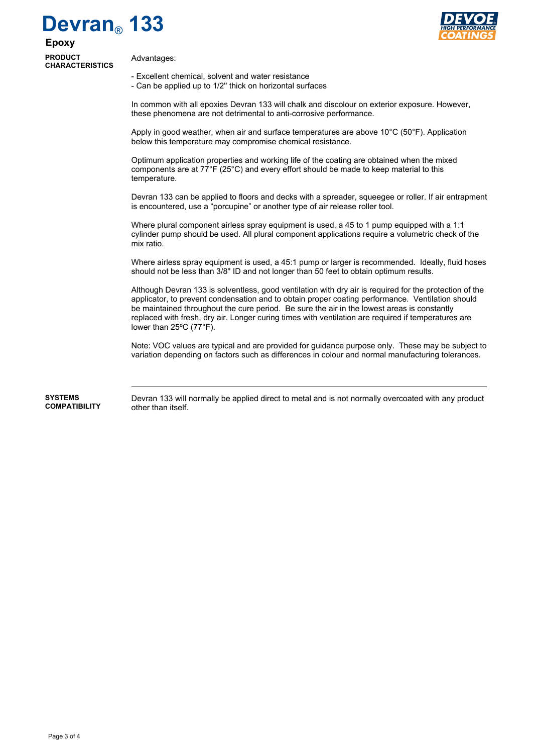# Devran® 133

## Epoxy

**PRODUCT CHARACTERISTICS**

Advantages:

- Excellent chemical, solvent and water resistance
- Can be applied up to 1/2" thick on horizontal surfaces

In common with all epoxies Devran 133 will chalk and discolour on exterior exposure. However, these phenomena are not detrimental to anti-corrosive performance.

Apply in good weather, when air and surface temperatures are above 10°C (50°F). Application below this temperature may compromise chemical resistance.

Optimum application properties and working life of the coating are obtained when the mixed components are at 77°F (25°C) and every effort should be made to keep material to this temperature.

Devran 133 can be applied to floors and decks with a spreader, squeegee or roller. If air entrapment is encountered, use a "porcupine" or another type of air release roller tool.

Where plural component airless spray equipment is used, a 45 to 1 pump equipped with a 1:1 cylinder pump should be used. All plural component applications require a volumetric check of the mix ratio.

Where airless spray equipment is used, a 45:1 pump or larger is recommended. Ideally, fluid hoses should not be less than 3/8" ID and not longer than 50 feet to obtain optimum results.

Although Devran 133 is solventless, good ventilation with dry air is required for the protection of the applicator, to prevent condensation and to obtain proper coating performance. Ventilation should be maintained throughout the cure period. Be sure the air in the lowest areas is constantly replaced with fresh, dry air. Longer curing times with ventilation are required if temperatures are lower than 25ºC (77°F).

Note: VOC values are typical and are provided for guidance purpose only. These may be subject to variation depending on factors such as differences in colour and normal manufacturing tolerances.

**SYSTEMS COMPATIBILITY**

Devran 133 will normally be applied direct to metal and is not normally overcoated with any product other than itself.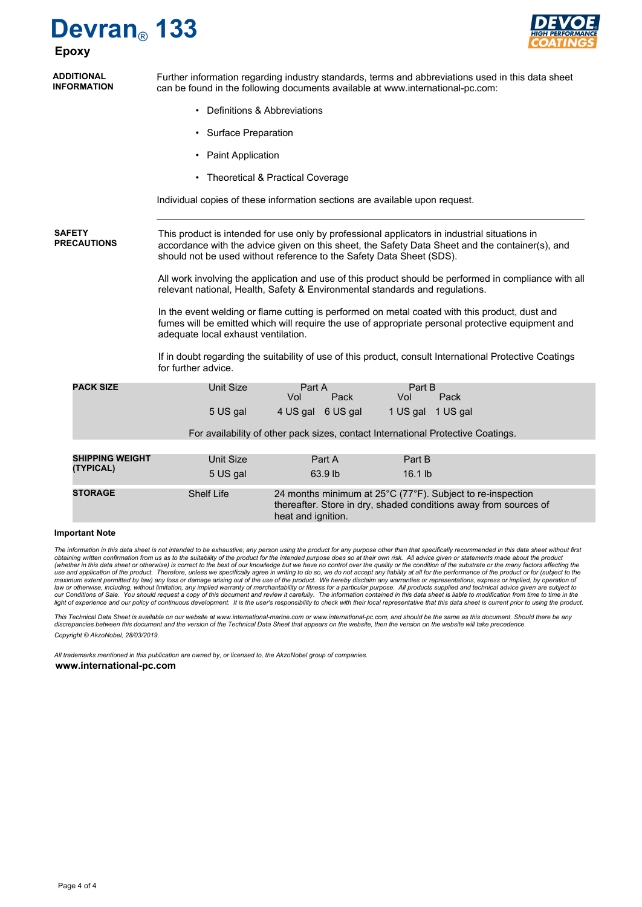# Devran® 133

**Epoxy**

**ADDITIONAL INFORMATION**

Further information regarding industry standards, terms and abbreviations used in this data sheet can be found in the following documents available at www.international-pc.com:

- Definitions & Abbreviations
- Surface Preparation
- Paint Application
- Theoretical & Practical Coverage

Individual copies of these information sections are available upon request.

---

**SAFETY PRECAUTIONS**

This product is intended for use only by professional applicators in industrial situations in accordance with the advice given on this sheet, the Safety Data Sheet and the container(s), and should not be used without reference to the Safety Data Sheet (SDS).

All work involving the application and use of this product should be performed in compliance with all relevant national, Health, Safety & Environmental standards and regulations.

In the event welding or flame cutting is performed on metal coated with this product, dust and fumes will be emitted which will require the use of appropriate personal protective equipment and adequate local exhaust ventilation.

If in doubt regarding the suitability of use of this product, consult International Protective Coatings for further advice.

**PACK SIZE**

| Unit Size | Part A | | Part B | |
|---|---|---|---|---|
| | Vol | Pack | Vol | Pack |
| 5 US gal | 4 US gal | 6 US gal | 1 US gal | 1 US gal |

For availability of other pack sizes, contact International Protective Coatings.

**SHIPPING WEIGHT (TYPICAL)**

| Unit Size | Part A | Part B |
|---|---|---|
| 5 US gal | 63.9 lb | 16.1 lb |

**STORAGE**

| | |
|---|---|
| Shelf Life | 24 months minimum at 25°C (77°F). Subject to re-inspection thereafter. Store in dry, shaded conditions away from sources of heat and ignition. |

**Important Note**

*The information in this data sheet is not intended to be exhaustive; any person using the product for any purpose other than that specifically recommended in this data sheet without first obtaining written confirmation from us as to the suitability of the product for the intended purpose does so at their own risk. All advice given or statements made about the product (whether in this data sheet or otherwise) is correct to the best of our knowledge but we have no control over the quality or the condition of the substrate or the many factors affecting the use and application of the product. Therefore, unless we specifically agree in writing to do so, we do not accept any liability at all for the performance of the product or for (subject to the maximum extent permitted by law) any loss or damage arising out of the use of the product. We hereby disclaim any warranties or representations, express or implied, by operation of law or otherwise, including, without limitation, any implied warranty of merchantability or fitness for a particular purpose. All products supplied and technical advice given are subject to our Conditions of Sale. You should request a copy of this document and review it carefully. The information contained in this data sheet is liable to modification from time to time in the light of experience and our policy of continuous development. It is the user's responsibility to check with their local representative that this data sheet is current prior to using the product.*

*This Technical Data Sheet is available on our website at www.international-marine.com or www.international-pc.com, and should be the same as this document. Should there be any discrepancies between this document and the version of the Technical Data Sheet that appears on the website, then the version on the website will take precedence.*

*Copyright © AkzoNobel, 28/03/2019.*

*All trademarks mentioned in this publication are owned by, or licensed to, the AkzoNobel group of companies.*

**www.international-pc.com**